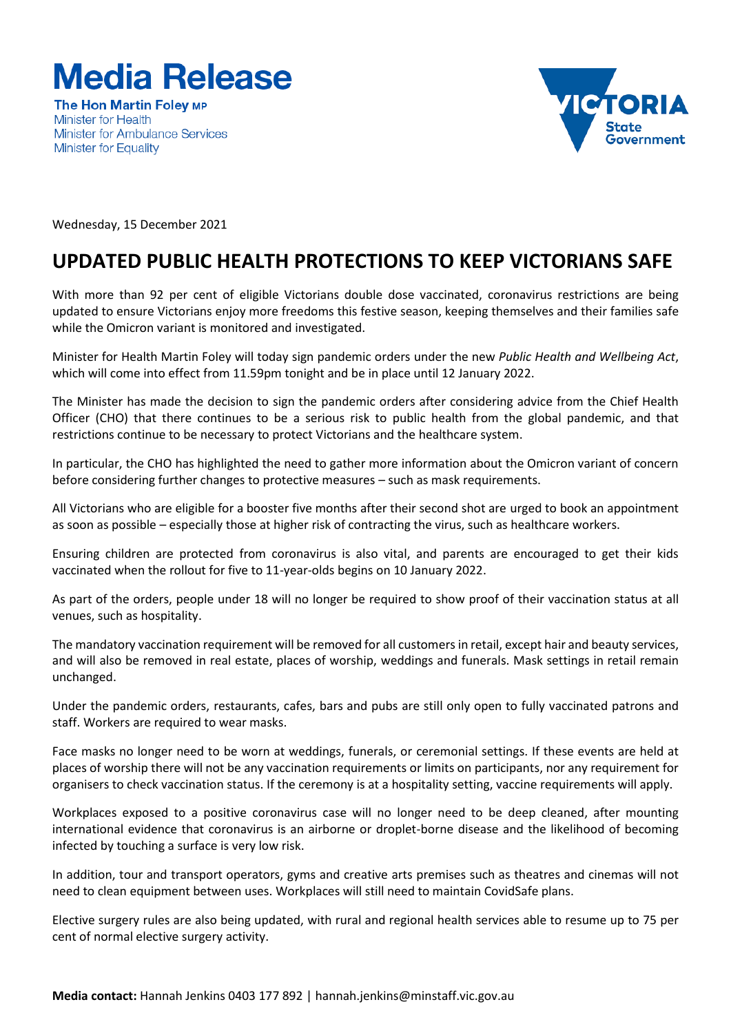# Media Release

**The Hon Martin Foley MP**
Minister for Health
Minister for Ambulance Services
Minister for Equality

Wednesday, 15 December 2021

## UPDATED PUBLIC HEALTH PROTECTIONS TO KEEP VICTORIANS SAFE

With more than 92 per cent of eligible Victorians double dose vaccinated, coronavirus restrictions are being updated to ensure Victorians enjoy more freedoms this festive season, keeping themselves and their families safe while the Omicron variant is monitored and investigated.

Minister for Health Martin Foley will today sign pandemic orders under the new *Public Health and Wellbeing Act*, which will come into effect from 11.59pm tonight and be in place until 12 January 2022.

The Minister has made the decision to sign the pandemic orders after considering advice from the Chief Health Officer (CHO) that there continues to be a serious risk to public health from the global pandemic, and that restrictions continue to be necessary to protect Victorians and the healthcare system.

In particular, the CHO has highlighted the need to gather more information about the Omicron variant of concern before considering further changes to protective measures – such as mask requirements.

All Victorians who are eligible for a booster five months after their second shot are urged to book an appointment as soon as possible – especially those at higher risk of contracting the virus, such as healthcare workers.

Ensuring children are protected from coronavirus is also vital, and parents are encouraged to get their kids vaccinated when the rollout for five to 11-year-olds begins on 10 January 2022.

As part of the orders, people under 18 will no longer be required to show proof of their vaccination status at all venues, such as hospitality.

The mandatory vaccination requirement will be removed for all customers in retail, except hair and beauty services, and will also be removed in real estate, places of worship, weddings and funerals. Mask settings in retail remain unchanged.

Under the pandemic orders, restaurants, cafes, bars and pubs are still only open to fully vaccinated patrons and staff. Workers are required to wear masks.

Face masks no longer need to be worn at weddings, funerals, or ceremonial settings. If these events are held at places of worship there will not be any vaccination requirements or limits on participants, nor any requirement for organisers to check vaccination status. If the ceremony is at a hospitality setting, vaccine requirements will apply.

Workplaces exposed to a positive coronavirus case will no longer need to be deep cleaned, after mounting international evidence that coronavirus is an airborne or droplet-borne disease and the likelihood of becoming infected by touching a surface is very low risk.

In addition, tour and transport operators, gyms and creative arts premises such as theatres and cinemas will not need to clean equipment between uses. Workplaces will still need to maintain CovidSafe plans.

Elective surgery rules are also being updated, with rural and regional health services able to resume up to 75 per cent of normal elective surgery activity.

**Media contact:** Hannah Jenkins 0403 177 892 | hannah.jenkins@minstaff.vic.gov.au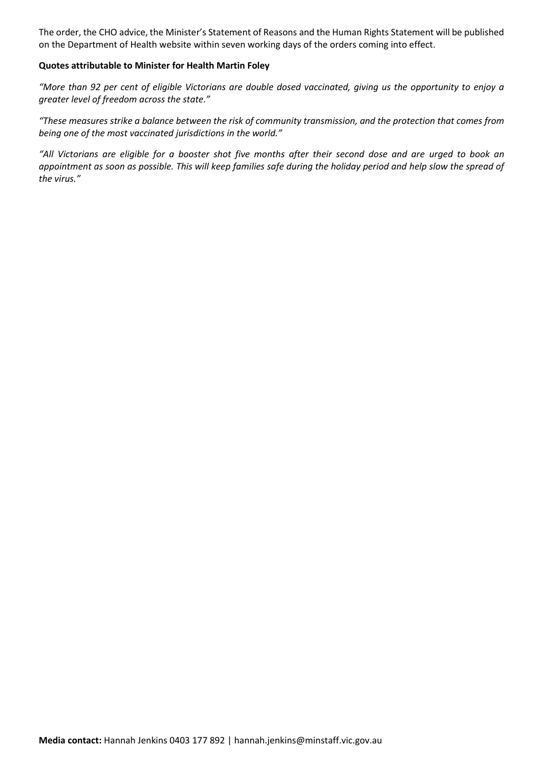The order, the CHO advice, the Minister's Statement of Reasons and the Human Rights Statement will be published on the Department of Health website within seven working days of the orders coming into effect.

**Quotes attributable to Minister for Health Martin Foley**

*"More than 92 per cent of eligible Victorians are double dosed vaccinated, giving us the opportunity to enjoy a greater level of freedom across the state."*

*"These measures strike a balance between the risk of community transmission, and the protection that comes from being one of the most vaccinated jurisdictions in the world."*

*"All Victorians are eligible for a booster shot five months after their second dose and are urged to book an appointment as soon as possible. This will keep families safe during the holiday period and help slow the spread of the virus."*

**Media contact:** Hannah Jenkins 0403 177 892 | hannah.jenkins@minstaff.vic.gov.au